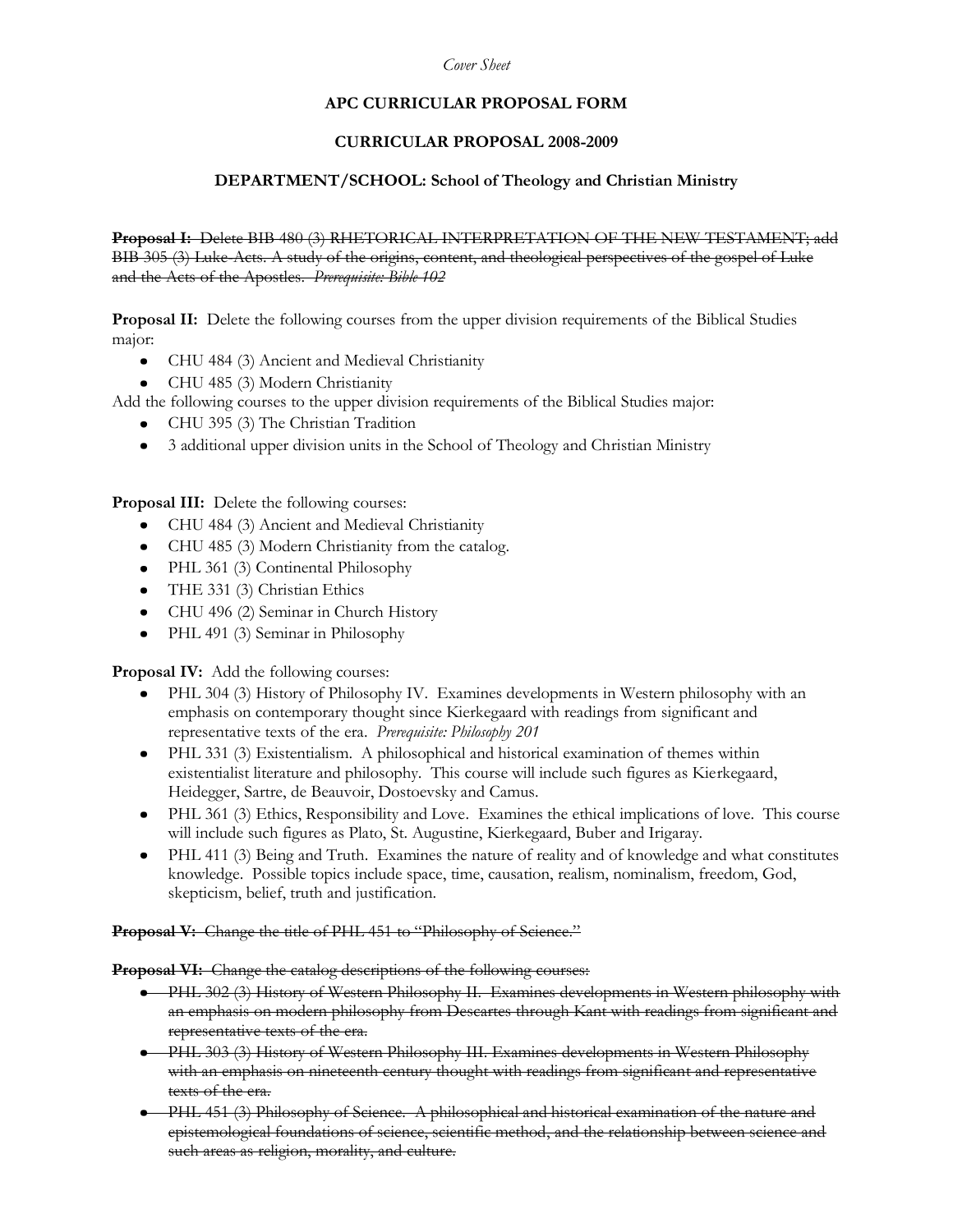*Cover Sheet*

**APC CURRICULAR PROPOSAL FORM**

**CURRICULAR PROPOSAL 2008-2009**

**DEPARTMENT/SCHOOL: School of Theology and Christian Ministry**

~~**Proposal I:** Delete BIB 480 (3) RHETORICAL INTERPRETATION OF THE NEW TESTAMENT; add BIB 305 (3) Luke-Acts. A study of the origins, content, and theological perspectives of the gospel of Luke and the Acts of the Apostles. *Prerequisite: Bible 102*~~

**Proposal II:** Delete the following courses from the upper division requirements of the Biblical Studies major:

- CHU 484 (3) Ancient and Medieval Christianity
- CHU 485 (3) Modern Christianity

Add the following courses to the upper division requirements of the Biblical Studies major:

- CHU 395 (3) The Christian Tradition
- 3 additional upper division units in the School of Theology and Christian Ministry

**Proposal III:** Delete the following courses:

- CHU 484 (3) Ancient and Medieval Christianity
- CHU 485 (3) Modern Christianity from the catalog.
- PHL 361 (3) Continental Philosophy
- THE 331 (3) Christian Ethics
- CHU 496 (2) Seminar in Church History
- PHL 491 (3) Seminar in Philosophy

**Proposal IV:** Add the following courses:

- PHL 304 (3) History of Philosophy IV. Examines developments in Western philosophy with an emphasis on contemporary thought since Kierkegaard with readings from significant and representative texts of the era. *Prerequisite: Philosophy 201*
- PHL 331 (3) Existentialism. A philosophical and historical examination of themes within existentialist literature and philosophy. This course will include such figures as Kierkegaard, Heidegger, Sartre, de Beauvoir, Dostoevsky and Camus.
- PHL 361 (3) Ethics, Responsibility and Love. Examines the ethical implications of love. This course will include such figures as Plato, St. Augustine, Kierkegaard, Buber and Irigaray.
- PHL 411 (3) Being and Truth. Examines the nature of reality and of knowledge and what constitutes knowledge. Possible topics include space, time, causation, realism, nominalism, freedom, God, skepticism, belief, truth and justification.

~~**Proposal V:** Change the title of PHL 451 to "Philosophy of Science."~~

~~**Proposal VI:** Change the catalog descriptions of the following courses:~~

- ~~PHL 302 (3) History of Western Philosophy II. Examines developments in Western philosophy with an emphasis on modern philosophy from Descartes through Kant with readings from significant and representative texts of the era.~~
- ~~PHL 303 (3) History of Western Philosophy III. Examines developments in Western Philosophy with an emphasis on nineteenth century thought with readings from significant and representative texts of the era.~~
- ~~PHL 451 (3) Philosophy of Science. A philosophical and historical examination of the nature and epistemological foundations of science, scientific method, and the relationship between science and such areas as religion, morality, and culture.~~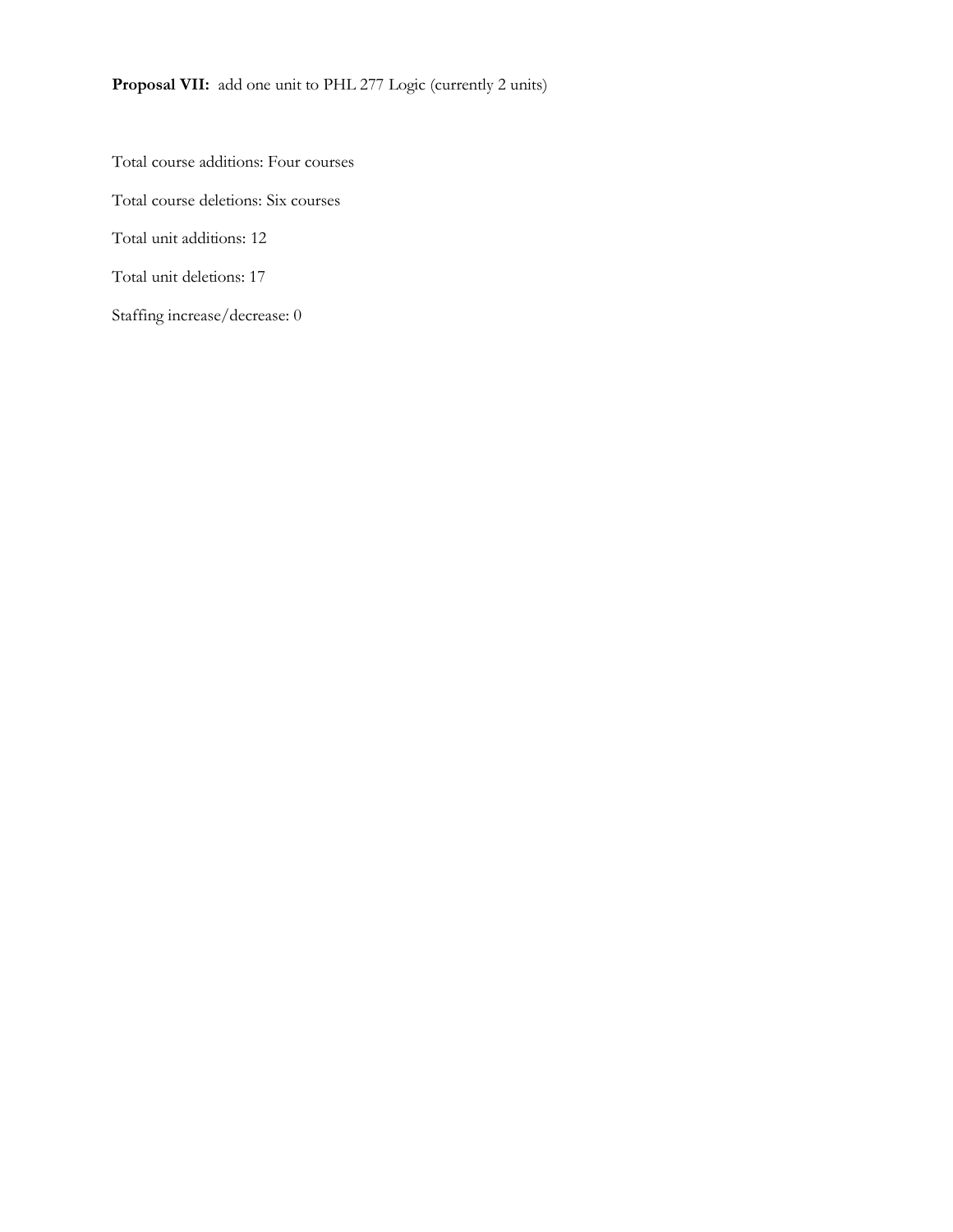**Proposal VII:** add one unit to PHL 277 Logic (currently 2 units)

Total course additions: Four courses

Total course deletions: Six courses

Total unit additions: 12

Total unit deletions: 17

Staffing increase/decrease: 0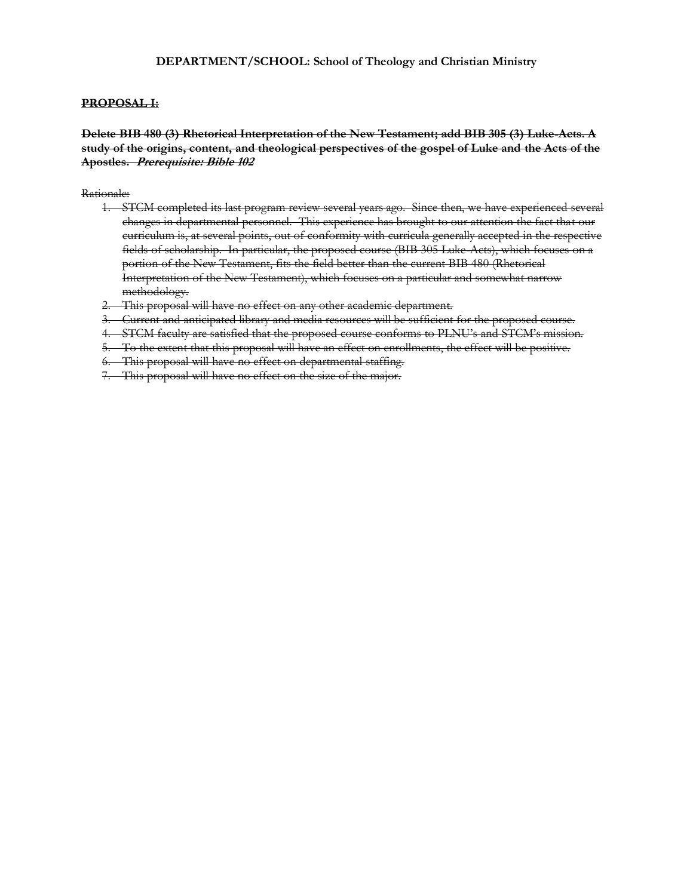**DEPARTMENT/SCHOOL: School of Theology and Christian Ministry**

~~**PROPOSAL I:**~~

~~**Delete BIB 480 (3) Rhetorical Interpretation of the New Testament; add BIB 305 (3) Luke-Acts. A study of the origins, content, and theological perspectives of the gospel of Luke and the Acts of the Apostles.** ***Prerequisite: Bible 102***~~

~~Rationale:~~

1. ~~STCM completed its last program review several years ago. Since then, we have experienced several changes in departmental personnel. This experience has brought to our attention the fact that our curriculum is, at several points, out of conformity with curricula generally accepted in the respective fields of scholarship. In particular, the proposed course (BIB 305 Luke-Acts), which focuses on a portion of the New Testament, fits the field better than the current BIB 480 (Rhetorical Interpretation of the New Testament), which focuses on a particular and somewhat narrow methodology.~~
2. ~~This proposal will have no effect on any other academic department.~~
3. ~~Current and anticipated library and media resources will be sufficient for the proposed course.~~
4. ~~STCM faculty are satisfied that the proposed course conforms to PLNU's and STCM's mission.~~
5. ~~To the extent that this proposal will have an effect on enrollments, the effect will be positive.~~
6. ~~This proposal will have no effect on departmental staffing.~~
7. ~~This proposal will have no effect on the size of the major.~~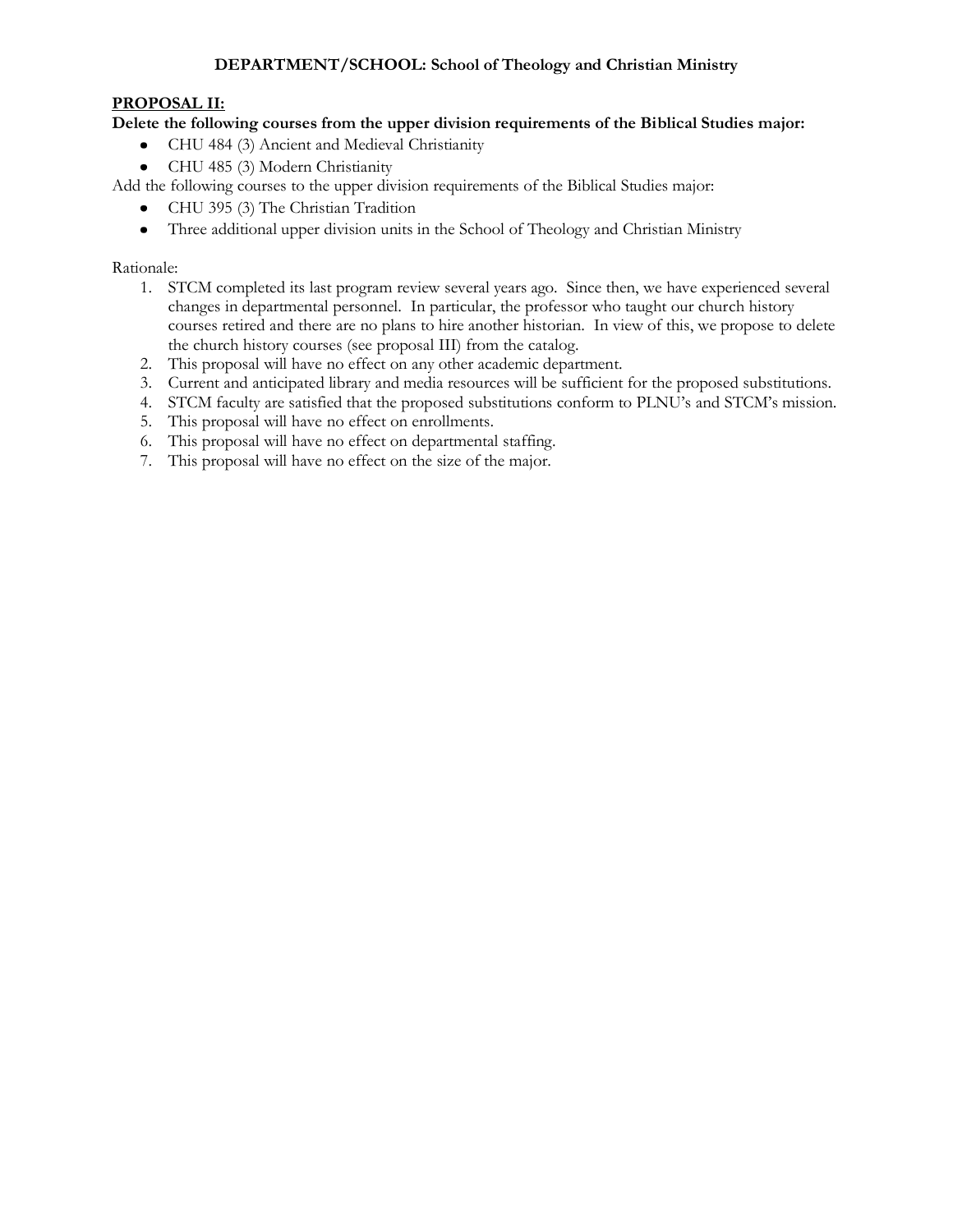**DEPARTMENT/SCHOOL: School of Theology and Christian Ministry**

**PROPOSAL II:**

**Delete the following courses from the upper division requirements of the Biblical Studies major:**

- CHU 484 (3) Ancient and Medieval Christianity
- CHU 485 (3) Modern Christianity

Add the following courses to the upper division requirements of the Biblical Studies major:

- CHU 395 (3) The Christian Tradition
- Three additional upper division units in the School of Theology and Christian Ministry

Rationale:

1. STCM completed its last program review several years ago. Since then, we have experienced several changes in departmental personnel. In particular, the professor who taught our church history courses retired and there are no plans to hire another historian. In view of this, we propose to delete the church history courses (see proposal III) from the catalog.
2. This proposal will have no effect on any other academic department.
3. Current and anticipated library and media resources will be sufficient for the proposed substitutions.
4. STCM faculty are satisfied that the proposed substitutions conform to PLNU's and STCM's mission.
5. This proposal will have no effect on enrollments.
6. This proposal will have no effect on departmental staffing.
7. This proposal will have no effect on the size of the major.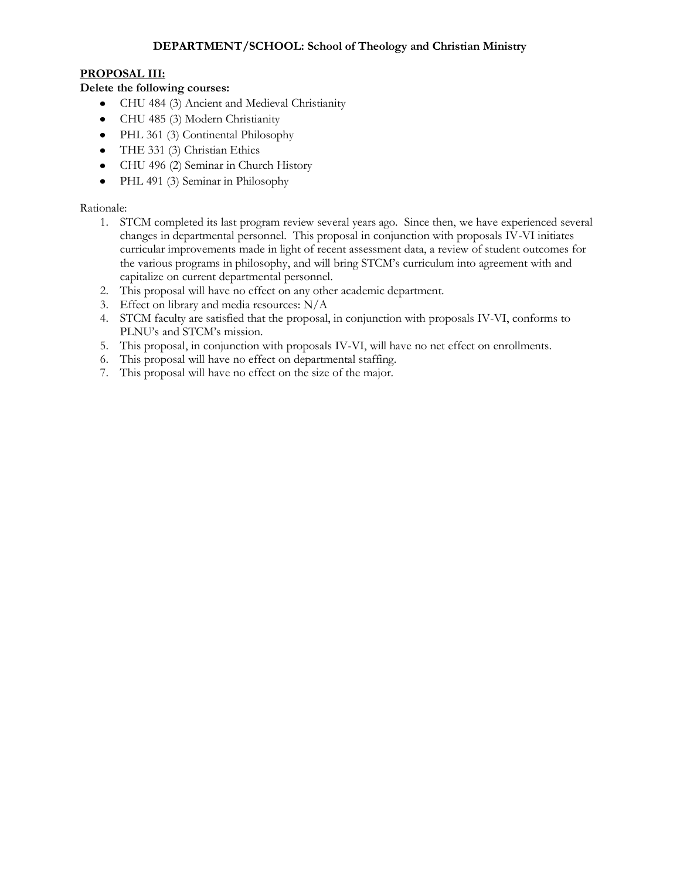**DEPARTMENT/SCHOOL: School of Theology and Christian Ministry**

**PROPOSAL III:**

**Delete the following courses:**

- CHU 484 (3) Ancient and Medieval Christianity
- CHU 485 (3) Modern Christianity
- PHL 361 (3) Continental Philosophy
- THE 331 (3) Christian Ethics
- CHU 496 (2) Seminar in Church History
- PHL 491 (3) Seminar in Philosophy

Rationale:

1. STCM completed its last program review several years ago. Since then, we have experienced several changes in departmental personnel. This proposal in conjunction with proposals IV-VI initiates curricular improvements made in light of recent assessment data, a review of student outcomes for the various programs in philosophy, and will bring STCM's curriculum into agreement with and capitalize on current departmental personnel.
2. This proposal will have no effect on any other academic department.
3. Effect on library and media resources: N/A
4. STCM faculty are satisfied that the proposal, in conjunction with proposals IV-VI, conforms to PLNU's and STCM's mission.
5. This proposal, in conjunction with proposals IV-VI, will have no net effect on enrollments.
6. This proposal will have no effect on departmental staffing.
7. This proposal will have no effect on the size of the major.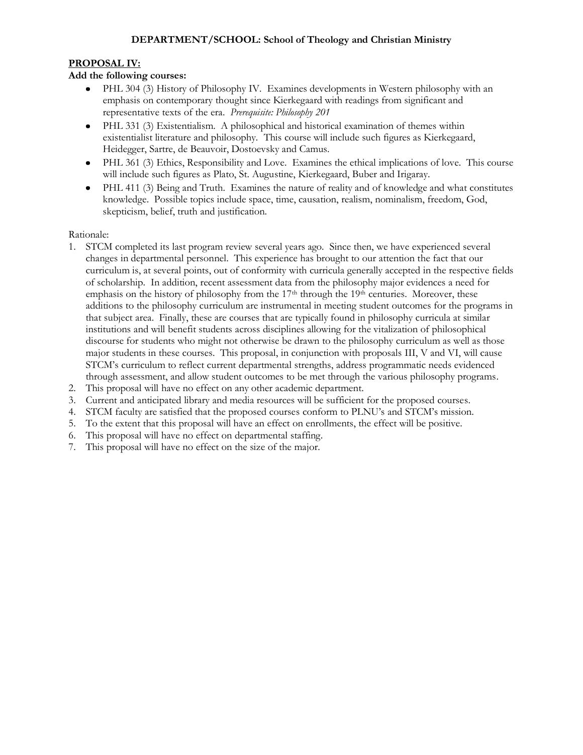**DEPARTMENT/SCHOOL: School of Theology and Christian Ministry**

**PROPOSAL IV:**

**Add the following courses:**

- PHL 304 (3) History of Philosophy IV. Examines developments in Western philosophy with an emphasis on contemporary thought since Kierkegaard with readings from significant and representative texts of the era. *Prerequisite: Philosophy 201*
- PHL 331 (3) Existentialism. A philosophical and historical examination of themes within existentialist literature and philosophy. This course will include such figures as Kierkegaard, Heidegger, Sartre, de Beauvoir, Dostoevsky and Camus.
- PHL 361 (3) Ethics, Responsibility and Love. Examines the ethical implications of love. This course will include such figures as Plato, St. Augustine, Kierkegaard, Buber and Irigaray.
- PHL 411 (3) Being and Truth. Examines the nature of reality and of knowledge and what constitutes knowledge. Possible topics include space, time, causation, realism, nominalism, freedom, God, skepticism, belief, truth and justification.

Rationale:

1. STCM completed its last program review several years ago. Since then, we have experienced several changes in departmental personnel. This experience has brought to our attention the fact that our curriculum is, at several points, out of conformity with curricula generally accepted in the respective fields of scholarship. In addition, recent assessment data from the philosophy major evidences a need for emphasis on the history of philosophy from the 17th through the 19th centuries. Moreover, these additions to the philosophy curriculum are instrumental in meeting student outcomes for the programs in that subject area. Finally, these are courses that are typically found in philosophy curricula at similar institutions and will benefit students across disciplines allowing for the vitalization of philosophical discourse for students who might not otherwise be drawn to the philosophy curriculum as well as those major students in these courses. This proposal, in conjunction with proposals III, V and VI, will cause STCM's curriculum to reflect current departmental strengths, address programmatic needs evidenced through assessment, and allow student outcomes to be met through the various philosophy programs.
2. This proposal will have no effect on any other academic department.
3. Current and anticipated library and media resources will be sufficient for the proposed courses.
4. STCM faculty are satisfied that the proposed courses conform to PLNU's and STCM's mission.
5. To the extent that this proposal will have an effect on enrollments, the effect will be positive.
6. This proposal will have no effect on departmental staffing.
7. This proposal will have no effect on the size of the major.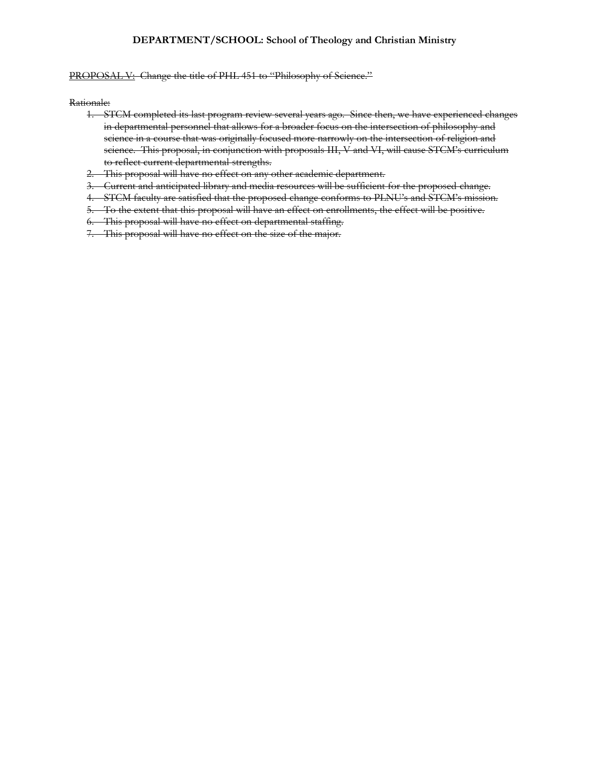**DEPARTMENT/SCHOOL: School of Theology and Christian Ministry**

~~PROPOSAL V: Change the title of PHL 451 to "Philosophy of Science."~~

~~Rationale:~~

1. ~~STCM completed its last program review several years ago. Since then, we have experienced changes in departmental personnel that allows for a broader focus on the intersection of philosophy and science in a course that was originally focused more narrowly on the intersection of religion and science. This proposal, in conjunction with proposals III, V and VI, will cause STCM's curriculum to reflect current departmental strengths.~~
2. ~~This proposal will have no effect on any other academic department.~~
3. ~~Current and anticipated library and media resources will be sufficient for the proposed change.~~
4. ~~STCM faculty are satisfied that the proposed change conforms to PLNU's and STCM's mission.~~
5. ~~To the extent that this proposal will have an effect on enrollments, the effect will be positive.~~
6. ~~This proposal will have no effect on departmental staffing.~~
7. ~~This proposal will have no effect on the size of the major.~~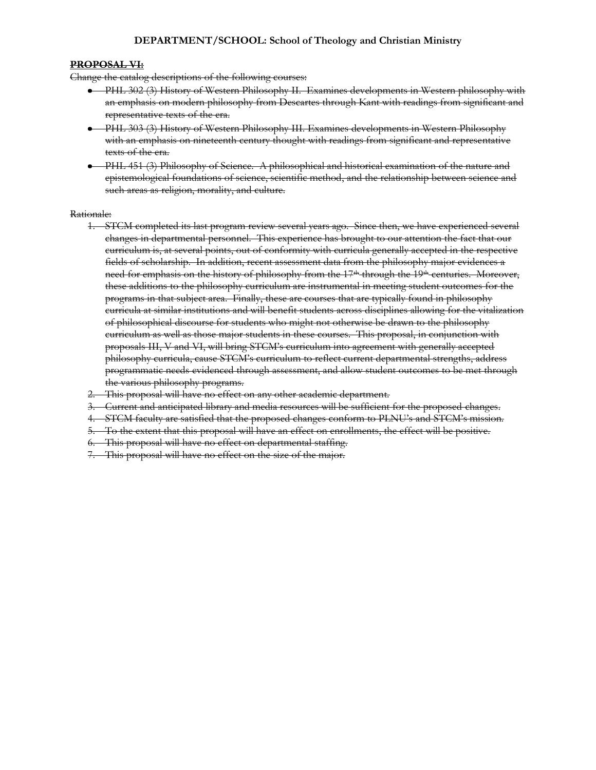**DEPARTMENT/SCHOOL: School of Theology and Christian Ministry**

~~**PROPOSAL VI:**~~

~~Change the catalog descriptions of the following courses:~~

- ~~PHL 302 (3) History of Western Philosophy II. Examines developments in Western philosophy with an emphasis on modern philosophy from Descartes through Kant with readings from significant and representative texts of the era.~~
- ~~PHL 303 (3) History of Western Philosophy III. Examines developments in Western Philosophy with an emphasis on nineteenth century thought with readings from significant and representative texts of the era.~~
- ~~PHL 451 (3) Philosophy of Science. A philosophical and historical examination of the nature and epistemological foundations of science, scientific method, and the relationship between science and such areas as religion, morality, and culture.~~

~~Rationale:~~

1. ~~STCM completed its last program review several years ago. Since then, we have experienced several changes in departmental personnel. This experience has brought to our attention the fact that our curriculum is, at several points, out of conformity with curricula generally accepted in the respective fields of scholarship. In addition, recent assessment data from the philosophy major evidences a need for emphasis on the history of philosophy from the 17th through the 19th centuries. Moreover, these additions to the philosophy curriculum are instrumental in meeting student outcomes for the programs in that subject area. Finally, these are courses that are typically found in philosophy curricula at similar institutions and will benefit students across disciplines allowing for the vitalization of philosophical discourse for students who might not otherwise be drawn to the philosophy curriculum as well as those major students in these courses. This proposal, in conjunction with proposals III, V and VI, will bring STCM's curriculum into agreement with generally accepted philosophy curricula, cause STCM's curriculum to reflect current departmental strengths, address programmatic needs evidenced through assessment, and allow student outcomes to be met through the various philosophy programs.~~
2. ~~This proposal will have no effect on any other academic department.~~
3. ~~Current and anticipated library and media resources will be sufficient for the proposed changes.~~
4. ~~STCM faculty are satisfied that the proposed changes conform to PLNU's and STCM's mission.~~
5. ~~To the extent that this proposal will have an effect on enrollments, the effect will be positive.~~
6. ~~This proposal will have no effect on departmental staffing.~~
7. ~~This proposal will have no effect on the size of the major.~~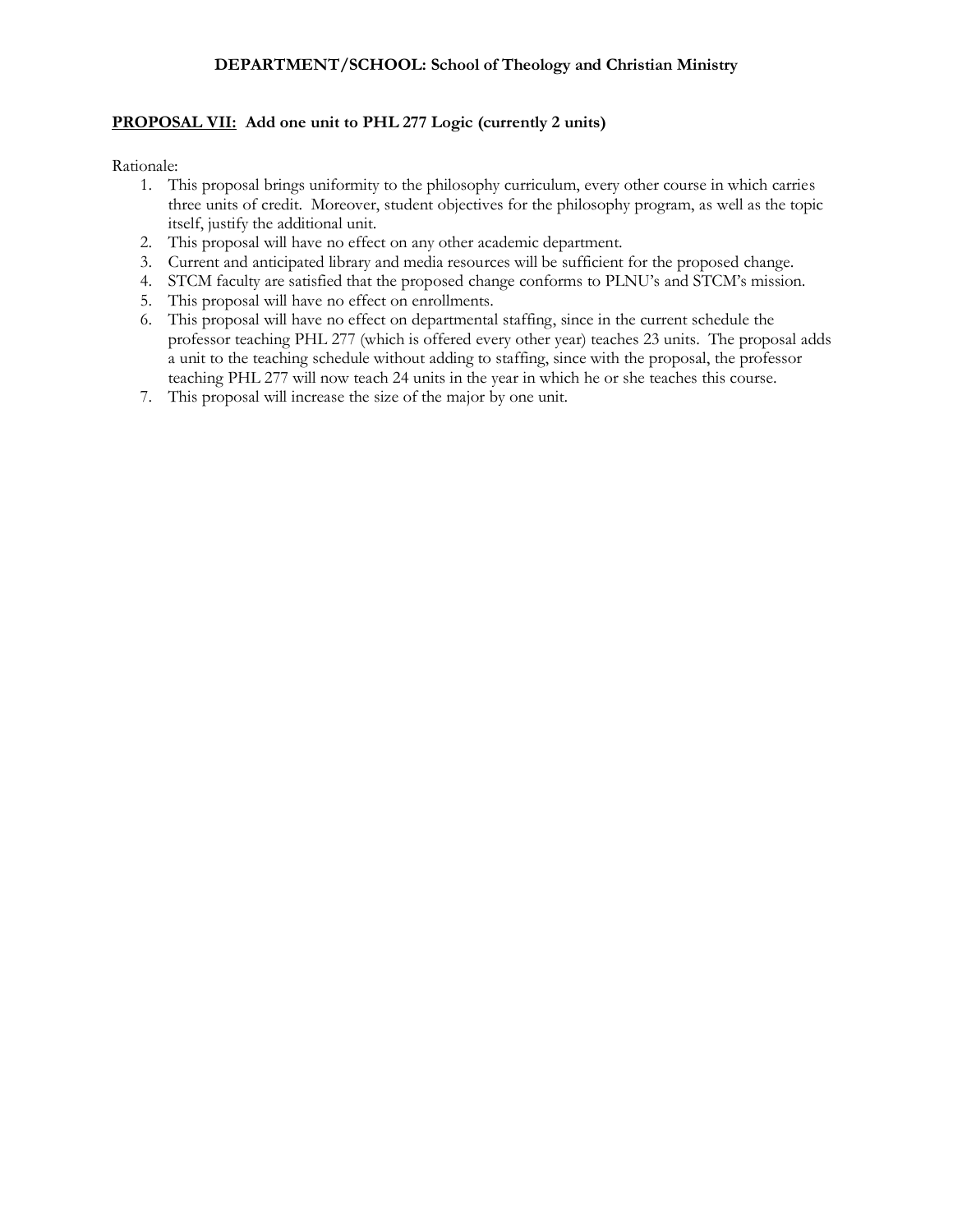**DEPARTMENT/SCHOOL: School of Theology and Christian Ministry**

**<u>PROPOSAL VII:</u> Add one unit to PHL 277 Logic (currently 2 units)**

Rationale:

1. This proposal brings uniformity to the philosophy curriculum, every other course in which carries three units of credit. Moreover, student objectives for the philosophy program, as well as the topic itself, justify the additional unit.
2. This proposal will have no effect on any other academic department.
3. Current and anticipated library and media resources will be sufficient for the proposed change.
4. STCM faculty are satisfied that the proposed change conforms to PLNU's and STCM's mission.
5. This proposal will have no effect on enrollments.
6. This proposal will have no effect on departmental staffing, since in the current schedule the professor teaching PHL 277 (which is offered every other year) teaches 23 units. The proposal adds a unit to the teaching schedule without adding to staffing, since with the proposal, the professor teaching PHL 277 will now teach 24 units in the year in which he or she teaches this course.
7. This proposal will increase the size of the major by one unit.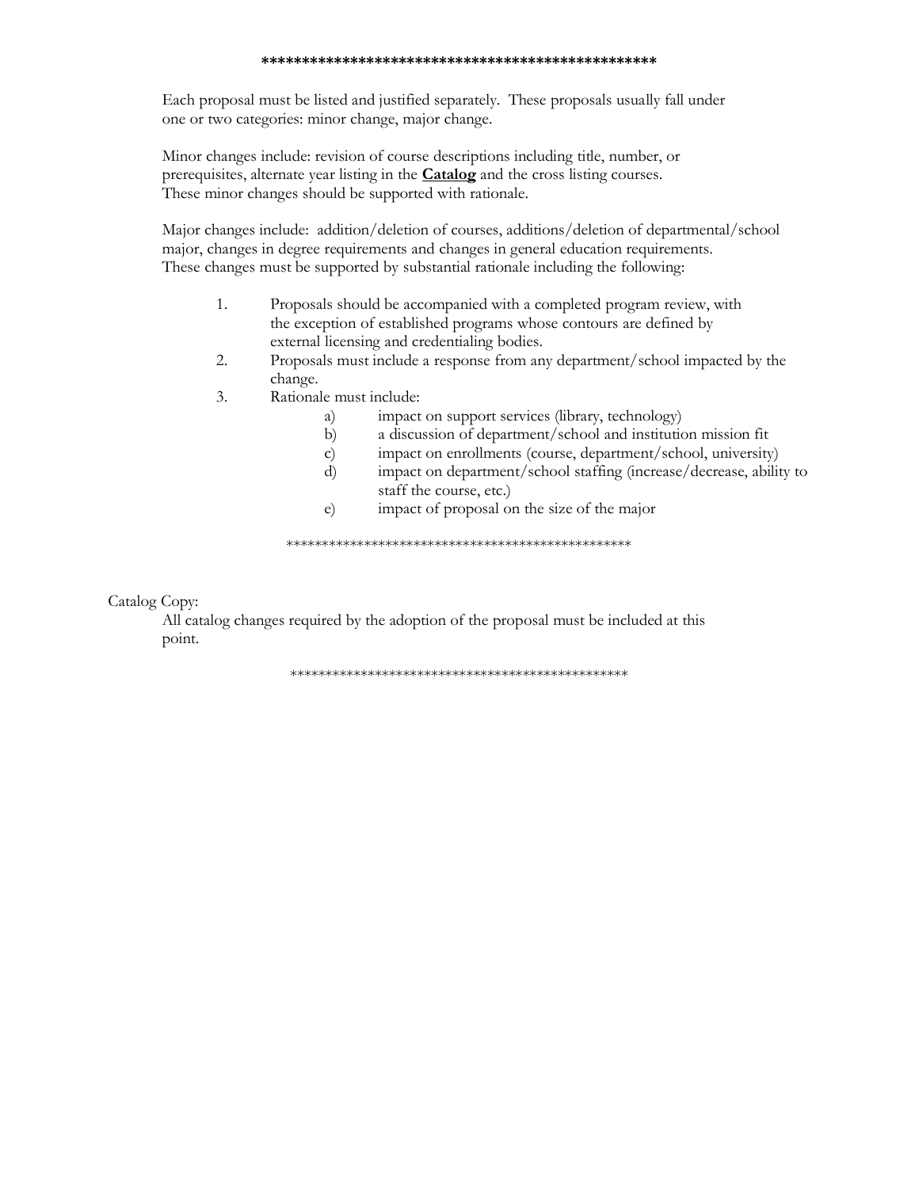\*\*\*\*\*\*\*\*\*\*\*\*\*\*\*\*\*\*\*\*\*\*\*\*\*\*\*\*\*\*\*\*\*\*\*\*\*\*\*\*\*\*\*\*\*\*\*\*

Each proposal must be listed and justified separately. These proposals usually fall under one or two categories: minor change, major change.

Minor changes include: revision of course descriptions including title, number, or prerequisites, alternate year listing in the **<u>Catalog</u>** and the cross listing courses. These minor changes should be supported with rationale.

Major changes include: addition/deletion of courses, additions/deletion of departmental/school major, changes in degree requirements and changes in general education requirements. These changes must be supported by substantial rationale including the following:

1. Proposals should be accompanied with a completed program review, with the exception of established programs whose contours are defined by external licensing and credentialing bodies.
2. Proposals must include a response from any department/school impacted by the change.
3. Rationale must include:
    a) impact on support services (library, technology)
    b) a discussion of department/school and institution mission fit
    c) impact on enrollments (course, department/school, university)
    d) impact on department/school staffing (increase/decrease, ability to staff the course, etc.)
    e) impact of proposal on the size of the major

\*\*\*\*\*\*\*\*\*\*\*\*\*\*\*\*\*\*\*\*\*\*\*\*\*\*\*\*\*\*\*\*\*\*\*\*\*\*\*\*\*\*\*\*\*\*\*\*

Catalog Copy:

All catalog changes required by the adoption of the proposal must be included at this point.

\*\*\*\*\*\*\*\*\*\*\*\*\*\*\*\*\*\*\*\*\*\*\*\*\*\*\*\*\*\*\*\*\*\*\*\*\*\*\*\*\*\*\*\*\*\*\*\*